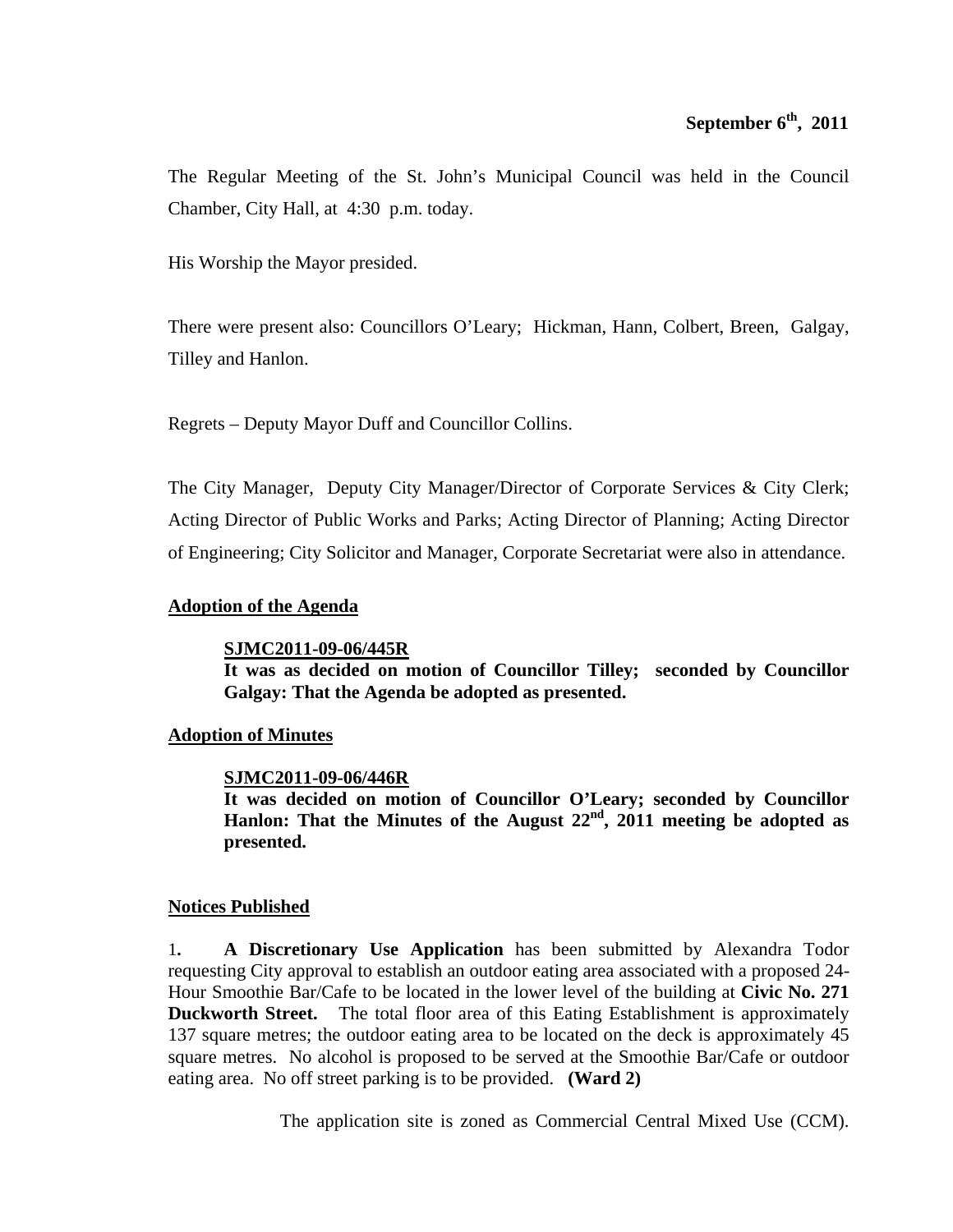**September 6th, 2011**

The Regular Meeting of the St. John's Municipal Council was held in the Council Chamber, City Hall, at 4:30 p.m. today.

His Worship the Mayor presided.

There were present also: Councillors O'Leary; Hickman, Hann, Colbert, Breen, Galgay, Tilley and Hanlon.

Regrets – Deputy Mayor Duff and Councillor Collins.

The City Manager, Deputy City Manager/Director of Corporate Services & City Clerk; Acting Director of Public Works and Parks; Acting Director of Planning; Acting Director of Engineering; City Solicitor and Manager, Corporate Secretariat were also in attendance.

## Adoption of the Agenda

**SJMC2011-09-06/445R**
**It was as decided on motion of Councillor Tilley; seconded by Councillor Galgay: That the Agenda be adopted as presented.**

## Adoption of Minutes

**SJMC2011-09-06/446R**
**It was decided on motion of Councillor O'Leary; seconded by Councillor Hanlon: That the Minutes of the August 22nd, 2011 meeting be adopted as presented.**

## Notices Published

1. **A Discretionary Use Application** has been submitted by Alexandra Todor requesting City approval to establish an outdoor eating area associated with a proposed 24-Hour Smoothie Bar/Cafe to be located in the lower level of the building at **Civic No. 271 Duckworth Street.** The total floor area of this Eating Establishment is approximately 137 square metres; the outdoor eating area to be located on the deck is approximately 45 square metres. No alcohol is proposed to be served at the Smoothie Bar/Cafe or outdoor eating area. No off street parking is to be provided. **(Ward 2)**

The application site is zoned as Commercial Central Mixed Use (CCM).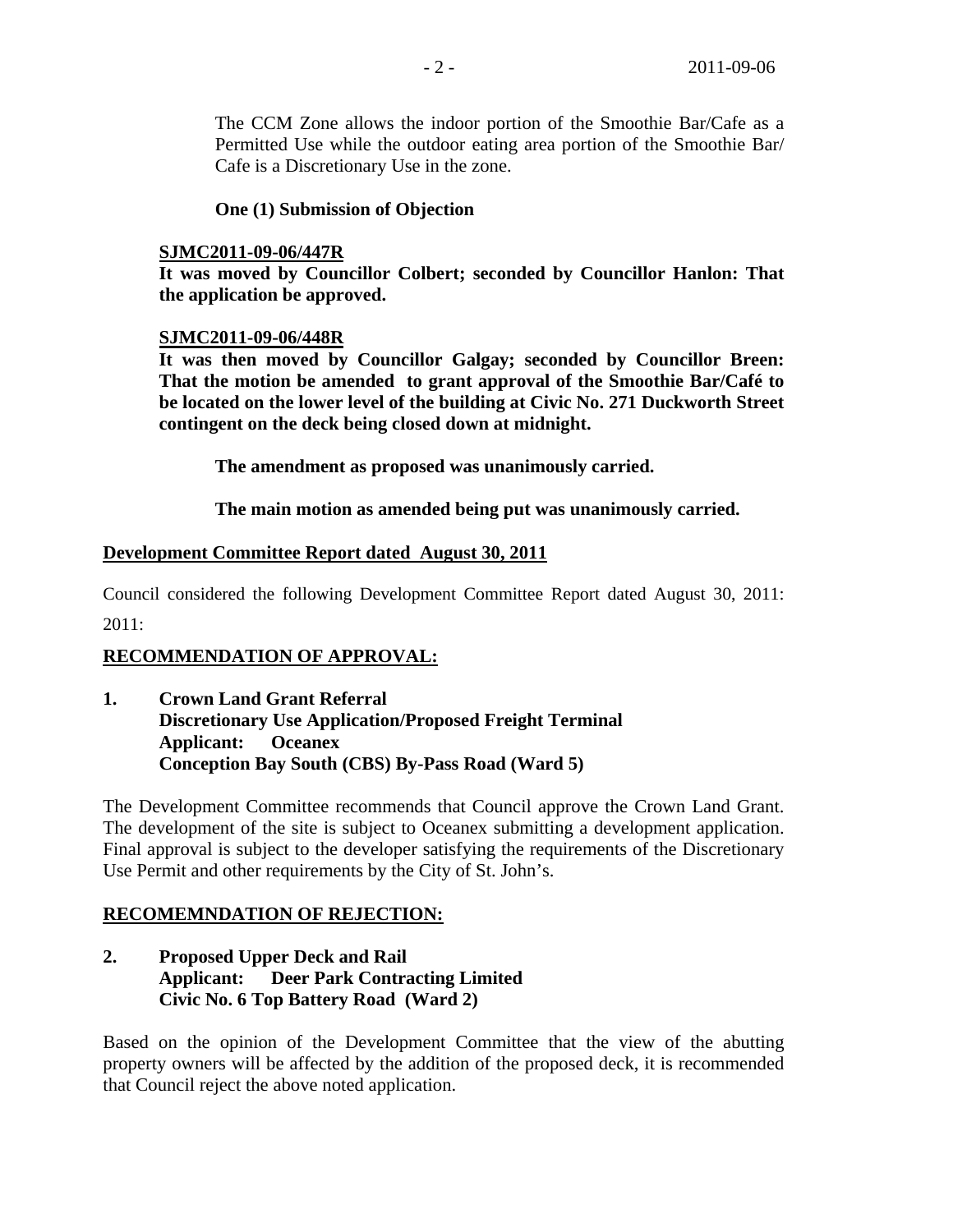The CCM Zone allows the indoor portion of the Smoothie Bar/Cafe as a Permitted Use while the outdoor eating area portion of the Smoothie Bar/ Cafe is a Discretionary Use in the zone.

**One (1) Submission of Objection**

**SJMC2011-09-06/447R**

**It was moved by Councillor Colbert; seconded by Councillor Hanlon: That the application be approved.**

**SJMC2011-09-06/448R**

**It was then moved by Councillor Galgay; seconded by Councillor Breen: That the motion be amended to grant approval of the Smoothie Bar/Café to be located on the lower level of the building at Civic No. 271 Duckworth Street contingent on the deck being closed down at midnight.**

**The amendment as proposed was unanimously carried.**

**The main motion as amended being put was unanimously carried.**

**Development Committee Report dated August 30, 2011**

Council considered the following Development Committee Report dated August 30, 2011: 2011:

**RECOMMENDATION OF APPROVAL:**

**1. Crown Land Grant Referral**
**Discretionary Use Application/Proposed Freight Terminal**
**Applicant: Oceanex**
**Conception Bay South (CBS) By-Pass Road (Ward 5)**

The Development Committee recommends that Council approve the Crown Land Grant. The development of the site is subject to Oceanex submitting a development application. Final approval is subject to the developer satisfying the requirements of the Discretionary Use Permit and other requirements by the City of St. John's.

**RECOMEMNDATION OF REJECTION:**

**2. Proposed Upper Deck and Rail**
**Applicant: Deer Park Contracting Limited**
**Civic No. 6 Top Battery Road (Ward 2)**

Based on the opinion of the Development Committee that the view of the abutting property owners will be affected by the addition of the proposed deck, it is recommended that Council reject the above noted application.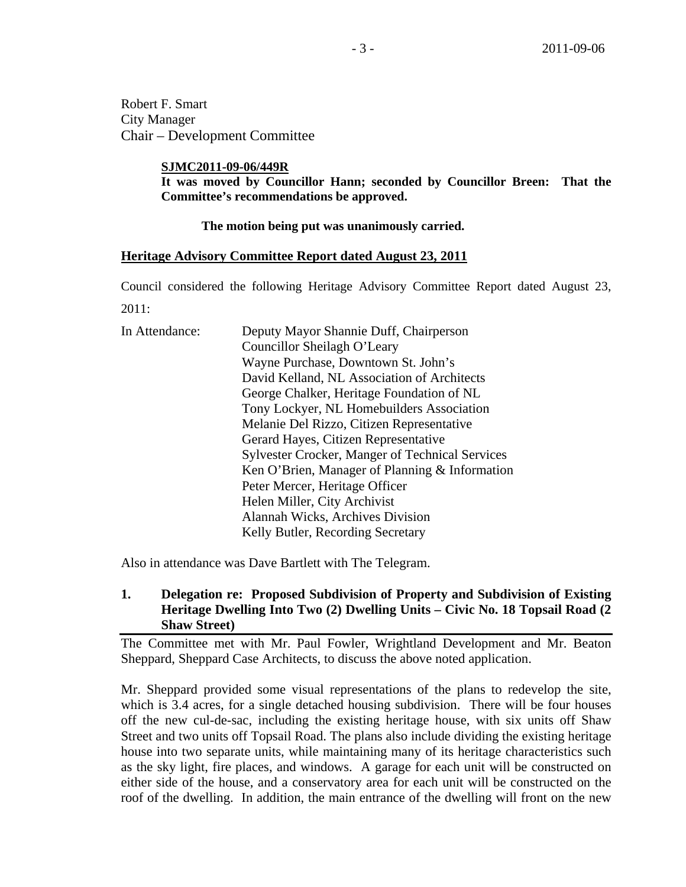Robert F. Smart
City Manager
Chair – Development Committee

**SJMC2011-09-06/449R**
**It was moved by Councillor Hann; seconded by Councillor Breen: That the Committee's recommendations be approved.**

**The motion being put was unanimously carried.**

## Heritage Advisory Committee Report dated August 23, 2011

Council considered the following Heritage Advisory Committee Report dated August 23, 2011:

In Attendance:
Deputy Mayor Shannie Duff, Chairperson
Councillor Sheilagh O'Leary
Wayne Purchase, Downtown St. John's
David Kelland, NL Association of Architects
George Chalker, Heritage Foundation of NL
Tony Lockyer, NL Homebuilders Association
Melanie Del Rizzo, Citizen Representative
Gerard Hayes, Citizen Representative
Sylvester Crocker, Manger of Technical Services
Ken O'Brien, Manager of Planning & Information
Peter Mercer, Heritage Officer
Helen Miller, City Archivist
Alannah Wicks, Archives Division
Kelly Butler, Recording Secretary

Also in attendance was Dave Bartlett with The Telegram.

### 1. Delegation re: Proposed Subdivision of Property and Subdivision of Existing Heritage Dwelling Into Two (2) Dwelling Units – Civic No. 18 Topsail Road (2 Shaw Street)

The Committee met with Mr. Paul Fowler, Wrightland Development and Mr. Beaton Sheppard, Sheppard Case Architects, to discuss the above noted application.

Mr. Sheppard provided some visual representations of the plans to redevelop the site, which is 3.4 acres, for a single detached housing subdivision. There will be four houses off the new cul-de-sac, including the existing heritage house, with six units off Shaw Street and two units off Topsail Road. The plans also include dividing the existing heritage house into two separate units, while maintaining many of its heritage characteristics such as the sky light, fire places, and windows. A garage for each unit will be constructed on either side of the house, and a conservatory area for each unit will be constructed on the roof of the dwelling. In addition, the main entrance of the dwelling will front on the new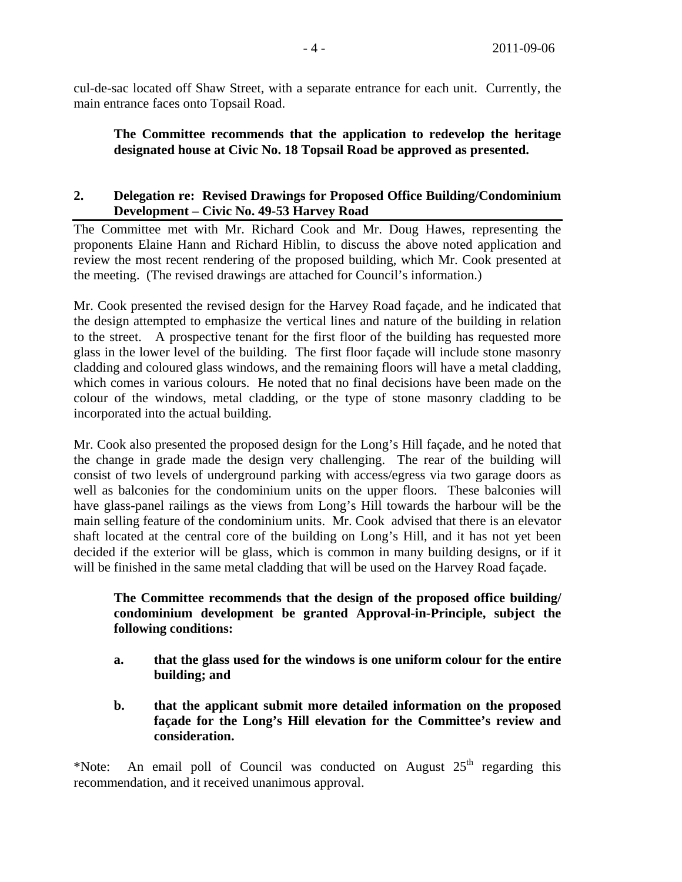cul-de-sac located off Shaw Street, with a separate entrance for each unit. Currently, the main entrance faces onto Topsail Road.

**The Committee recommends that the application to redevelop the heritage designated house at Civic No. 18 Topsail Road be approved as presented.**

## 2. Delegation re: Revised Drawings for Proposed Office Building/Condominium Development – Civic No. 49-53 Harvey Road

The Committee met with Mr. Richard Cook and Mr. Doug Hawes, representing the proponents Elaine Hann and Richard Hiblin, to discuss the above noted application and review the most recent rendering of the proposed building, which Mr. Cook presented at the meeting. (The revised drawings are attached for Council's information.)

Mr. Cook presented the revised design for the Harvey Road façade, and he indicated that the design attempted to emphasize the vertical lines and nature of the building in relation to the street. A prospective tenant for the first floor of the building has requested more glass in the lower level of the building. The first floor façade will include stone masonry cladding and coloured glass windows, and the remaining floors will have a metal cladding, which comes in various colours. He noted that no final decisions have been made on the colour of the windows, metal cladding, or the type of stone masonry cladding to be incorporated into the actual building.

Mr. Cook also presented the proposed design for the Long's Hill façade, and he noted that the change in grade made the design very challenging. The rear of the building will consist of two levels of underground parking with access/egress via two garage doors as well as balconies for the condominium units on the upper floors. These balconies will have glass-panel railings as the views from Long's Hill towards the harbour will be the main selling feature of the condominium units. Mr. Cook advised that there is an elevator shaft located at the central core of the building on Long's Hill, and it has not yet been decided if the exterior will be glass, which is common in many building designs, or if it will be finished in the same metal cladding that will be used on the Harvey Road façade.

**The Committee recommends that the design of the proposed office building/ condominium development be granted Approval-in-Principle, subject the following conditions:**

**a. that the glass used for the windows is one uniform colour for the entire building; and**

**b. that the applicant submit more detailed information on the proposed façade for the Long's Hill elevation for the Committee's review and consideration.**

*Note: An email poll of Council was conducted on August 25th regarding this recommendation, and it received unanimous approval.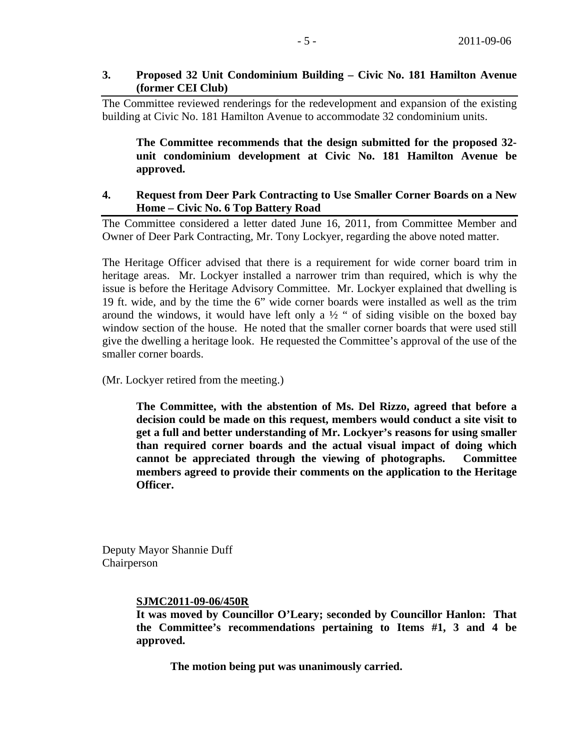**3. Proposed 32 Unit Condominium Building – Civic No. 181 Hamilton Avenue (former CEI Club)**

The Committee reviewed renderings for the redevelopment and expansion of the existing building at Civic No. 181 Hamilton Avenue to accommodate 32 condominium units.

> **The Committee recommends that the design submitted for the proposed 32-unit condominium development at Civic No. 181 Hamilton Avenue be approved.**

**4. Request from Deer Park Contracting to Use Smaller Corner Boards on a New Home – Civic No. 6 Top Battery Road**

The Committee considered a letter dated June 16, 2011, from Committee Member and Owner of Deer Park Contracting, Mr. Tony Lockyer, regarding the above noted matter.

The Heritage Officer advised that there is a requirement for wide corner board trim in heritage areas. Mr. Lockyer installed a narrower trim than required, which is why the issue is before the Heritage Advisory Committee. Mr. Lockyer explained that dwelling is 19 ft. wide, and by the time the 6" wide corner boards were installed as well as the trim around the windows, it would have left only a ½ " of siding visible on the boxed bay window section of the house. He noted that the smaller corner boards that were used still give the dwelling a heritage look. He requested the Committee's approval of the use of the smaller corner boards.

(Mr. Lockyer retired from the meeting.)

> **The Committee, with the abstention of Ms. Del Rizzo, agreed that before a decision could be made on this request, members would conduct a site visit to get a full and better understanding of Mr. Lockyer's reasons for using smaller than required corner boards and the actual visual impact of doing which cannot be appreciated through the viewing of photographs. Committee members agreed to provide their comments on the application to the Heritage Officer.**

Deputy Mayor Shannie Duff
Chairperson

> **SJMC2011-09-06/450R**
> **It was moved by Councillor O'Leary; seconded by Councillor Hanlon: That the Committee's recommendations pertaining to Items #1, 3 and 4 be approved.**
>
> **The motion being put was unanimously carried.**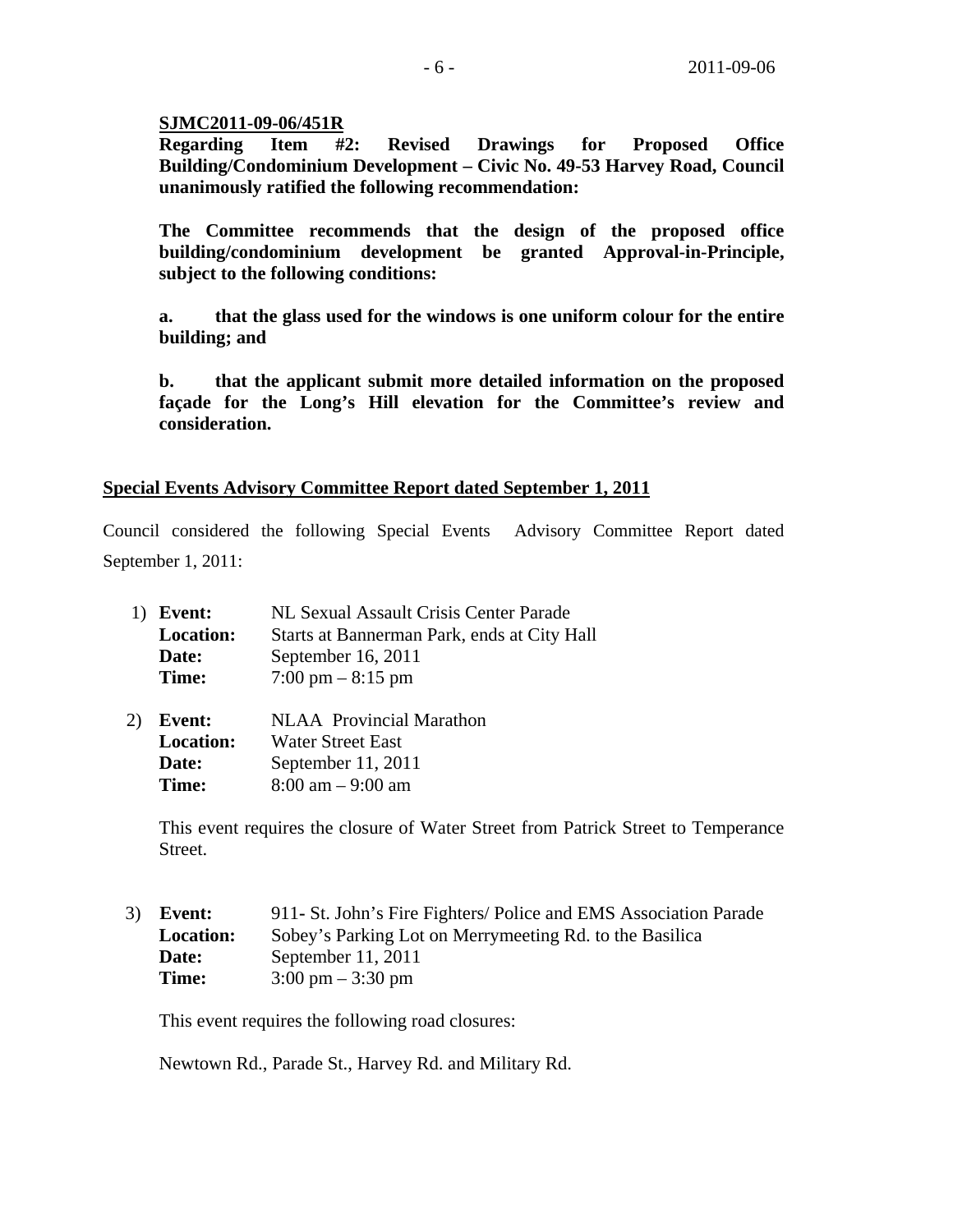**SJMC2011-09-06/451R**
**Regarding Item #2: Revised Drawings for Proposed Office Building/Condominium Development – Civic No. 49-53 Harvey Road, Council unanimously ratified the following recommendation:**

**The Committee recommends that the design of the proposed office building/condominium development be granted Approval-in-Principle, subject to the following conditions:**

**a. that the glass used for the windows is one uniform colour for the entire building; and**

**b. that the applicant submit more detailed information on the proposed façade for the Long's Hill elevation for the Committee's review and consideration.**

**Special Events Advisory Committee Report dated September 1, 2011**

Council considered the following Special Events Advisory Committee Report dated September 1, 2011:

1) **Event:** NL Sexual Assault Crisis Center Parade
   **Location:** Starts at Bannerman Park, ends at City Hall
   **Date:** September 16, 2011
   **Time:** 7:00 pm – 8:15 pm

2) **Event:** NLAA Provincial Marathon
   **Location:** Water Street East
   **Date:** September 11, 2011
   **Time:** 8:00 am – 9:00 am

   This event requires the closure of Water Street from Patrick Street to Temperance Street.

3) **Event:** 911- St. John's Fire Fighters/ Police and EMS Association Parade
   **Location:** Sobey's Parking Lot on Merrymeeting Rd. to the Basilica
   **Date:** September 11, 2011
   **Time:** 3:00 pm – 3:30 pm

   This event requires the following road closures:

   Newtown Rd., Parade St., Harvey Rd. and Military Rd.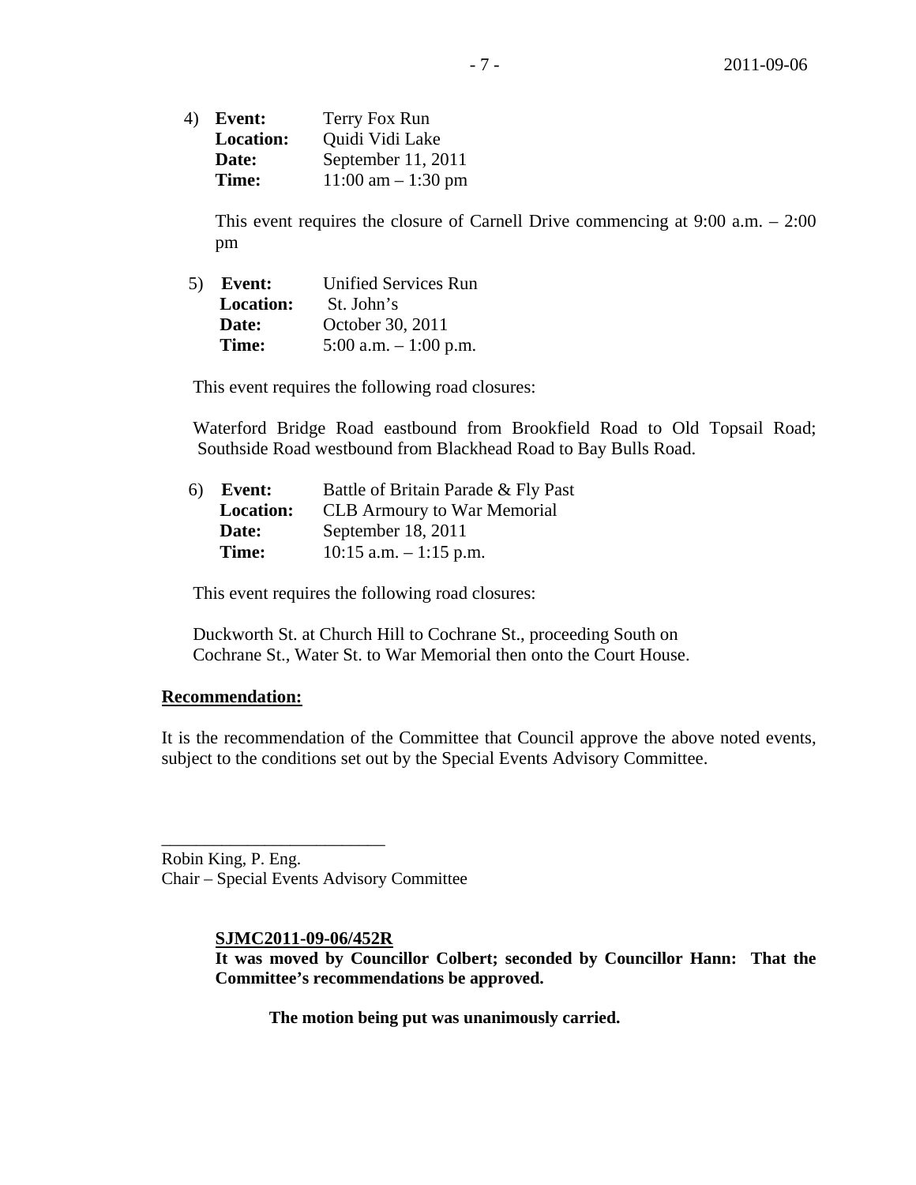4) **Event:** Terry Fox Run
**Location:** Quidi Vidi Lake
**Date:** September 11, 2011
**Time:** 11:00 am – 1:30 pm

This event requires the closure of Carnell Drive commencing at 9:00 a.m. – 2:00 pm

5) **Event:** Unified Services Run
**Location:** St. John's
**Date:** October 30, 2011
**Time:** 5:00 a.m. – 1:00 p.m.

This event requires the following road closures:

Waterford Bridge Road eastbound from Brookfield Road to Old Topsail Road; Southside Road westbound from Blackhead Road to Bay Bulls Road.

6) **Event:** Battle of Britain Parade & Fly Past
**Location:** CLB Armoury to War Memorial
**Date:** September 18, 2011
**Time:** 10:15 a.m. – 1:15 p.m.

This event requires the following road closures:

Duckworth St. at Church Hill to Cochrane St., proceeding South on Cochrane St., Water St. to War Memorial then onto the Court House.

**Recommendation:**

It is the recommendation of the Committee that Council approve the above noted events, subject to the conditions set out by the Special Events Advisory Committee.

\_\_\_\_\_\_\_\_\_\_\_\_\_\_\_\_\_\_\_\_\_\_\_\_\_\_

Robin King, P. Eng.
Chair – Special Events Advisory Committee

**SJMC2011-09-06/452R**
**It was moved by Councillor Colbert; seconded by Councillor Hann: That the Committee's recommendations be approved.**

**The motion being put was unanimously carried.**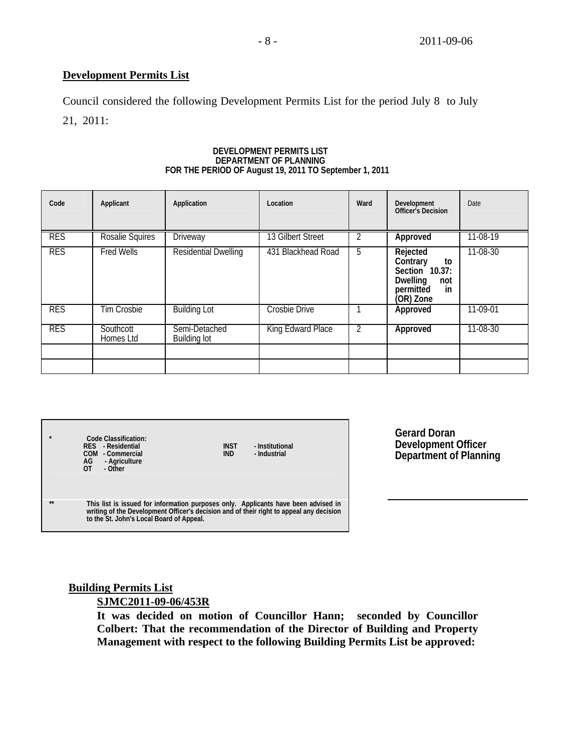## Development Permits List

Council considered the following Development Permits List for the period July 8 to July 21, 2011:

**DEVELOPMENT PERMITS LIST**
**DEPARTMENT OF PLANNING**
**FOR THE PERIOD OF August 19, 2011 TO September 1, 2011**

| Code | Applicant | Application | Location | Ward | Development Officer's Decision | Date |
|---|---|---|---|---|---|---|
| RES | Rosalie Squires | Driveway | 13 Gilbert Street | 2 | **Approved** | 11-08-19 |
| RES | Fred Wells | Residential Dwelling | 431 Blackhead Road | 5 | **Rejected Contrary to Section 10.37: Dwelling not permitted in (OR) Zone** | 11-08-30 |
| RES | Tim Crosbie | Building Lot | Crosbie Drive | 1 | **Approved** | 11-09-01 |
| RES | Southcott Homes Ltd | Semi-Detached Building lot | King Edward Place | 2 | **Approved** | 11-08-30 |
| | | | | | | |
| | | | | | | |

\* **Code Classification:**
**RES - Residential**
**COM - Commercial**
**AG - Agriculture**
**OT - Other**
**INST - Institutional**
**IND - Industrial**

\*\* **This list is issued for information purposes only. Applicants have been advised in writing of the Development Officer's decision and of their right to appeal any decision to the St. John's Local Board of Appeal.**

**Gerard Doran**
**Development Officer**
**Department of Planning**

## Building Permits List

**SJMC2011-09-06/453R**

**It was decided on motion of Councillor Hann; seconded by Councillor Colbert: That the recommendation of the Director of Building and Property Management with respect to the following Building Permits List be approved:**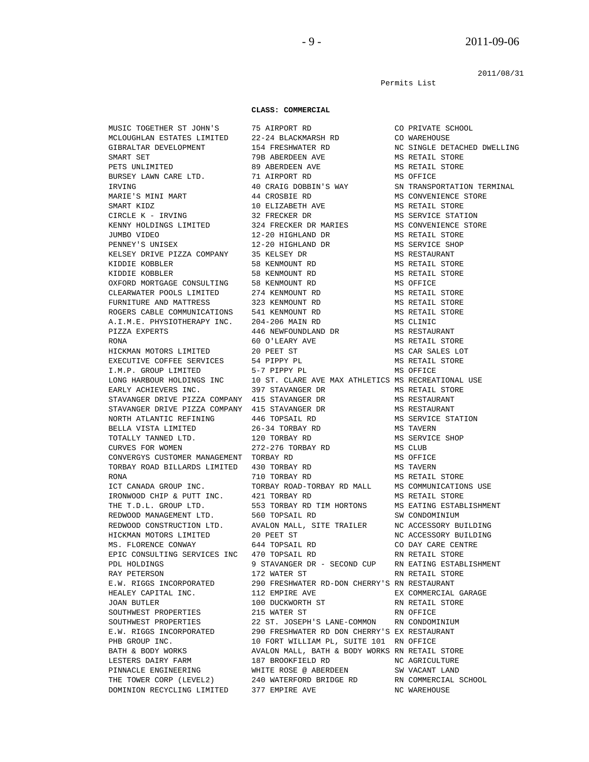2011/08/31

Permits List

**CLASS: COMMERCIAL**

| | | |
|---|---|---|
| MUSIC TOGETHER ST JOHN'S | 75 AIRPORT RD | CO PRIVATE SCHOOL |
| MCLOUGHLAN ESTATES LIMITED | 22-24 BLACKMARSH RD | CO WAREHOUSE |
| GIBRALTAR DEVELOPMENT | 154 FRESHWATER RD | NC SINGLE DETACHED DWELLING |
| SMART SET | 79B ABERDEEN AVE | MS RETAIL STORE |
| PETS UNLIMITED | 89 ABERDEEN AVE | MS RETAIL STORE |
| BURSEY LAWN CARE LTD. | 71 AIRPORT RD | MS OFFICE |
| IRVING | 40 CRAIG DOBBIN'S WAY | SN TRANSPORTATION TERMINAL |
| MARIE'S MINI MART | 44 CROSBIE RD | MS CONVENIENCE STORE |
| SMART KIDZ | 10 ELIZABETH AVE | MS RETAIL STORE |
| CIRCLE K - IRVING | 32 FRECKER DR | MS SERVICE STATION |
| KENNY HOLDINGS LIMITED | 324 FRECKER DR MARIES | MS CONVENIENCE STORE |
| JUMBO VIDEO | 12-20 HIGHLAND DR | MS RETAIL STORE |
| PENNEY'S UNISEX | 12-20 HIGHLAND DR | MS SERVICE SHOP |
| KELSEY DRIVE PIZZA COMPANY | 35 KELSEY DR | MS RESTAURANT |
| KIDDIE KOBBLER | 58 KENMOUNT RD | MS RETAIL STORE |
| KIDDIE KOBBLER | 58 KENMOUNT RD | MS RETAIL STORE |
| OXFORD MORTGAGE CONSULTING | 58 KENMOUNT RD | MS OFFICE |
| CLEARWATER POOLS LIMITED | 274 KENMOUNT RD | MS RETAIL STORE |
| FURNITURE AND MATTRESS | 323 KENMOUNT RD | MS RETAIL STORE |
| ROGERS CABLE COMMUNICATIONS | 541 KENMOUNT RD | MS RETAIL STORE |
| A.I.M.E. PHYSIOTHERAPY INC. | 204-206 MAIN RD | MS CLINIC |
| PIZZA EXPERTS | 446 NEWFOUNDLAND DR | MS RESTAURANT |
| RONA | 60 O'LEARY AVE | MS RETAIL STORE |
| HICKMAN MOTORS LIMITED | 20 PEET ST | MS CAR SALES LOT |
| EXECUTIVE COFFEE SERVICES | 54 PIPPY PL | MS RETAIL STORE |
| I.M.P. GROUP LIMITED | 5-7 PIPPY PL | MS OFFICE |
| LONG HARBOUR HOLDINGS INC | 10 ST. CLARE AVE MAX ATHLETICS | MS RECREATIONAL USE |
| EARLY ACHIEVERS INC. | 397 STAVANGER DR | MS RETAIL STORE |
| STAVANGER DRIVE PIZZA COMPANY | 415 STAVANGER DR | MS RESTAURANT |
| STAVANGER DRIVE PIZZA COMPANY | 415 STAVANGER DR | MS RESTAURANT |
| NORTH ATLANTIC REFINING | 446 TOPSAIL RD | MS SERVICE STATION |
| BELLA VISTA LIMITED | 26-34 TORBAY RD | MS TAVERN |
| TOTALLY TANNED LTD. | 120 TORBAY RD | MS SERVICE SHOP |
| CURVES FOR WOMEN | 272-276 TORBAY RD | MS CLUB |
| CONVERGYS CUSTOMER MANAGEMENT | TORBAY RD | MS OFFICE |
| TORBAY ROAD BILLARDS LIMITED | 430 TORBAY RD | MS TAVERN |
| RONA | 710 TORBAY RD | MS RETAIL STORE |
| ICT CANADA GROUP INC. | TORBAY ROAD-TORBAY RD MALL | MS COMMUNICATIONS USE |
| IRONWOOD CHIP & PUTT INC. | 421 TORBAY RD | MS RETAIL STORE |
| THE T.D.L. GROUP LTD. | 553 TORBAY RD TIM HORTONS | MS EATING ESTABLISHMENT |
| REDWOOD MANAGEMENT LTD. | 560 TOPSAIL RD | SW CONDOMINIUM |
| REDWOOD CONSTRUCTION LTD. | AVALON MALL, SITE TRAILER | NC ACCESSORY BUILDING |
| HICKMAN MOTORS LIMITED | 20 PEET ST | NC ACCESSORY BUILDING |
| MS. FLORENCE CONWAY | 644 TOPSAIL RD | CO DAY CARE CENTRE |
| EPIC CONSULTING SERVICES INC | 470 TOPSAIL RD | RN RETAIL STORE |
| PDL HOLDINGS | 9 STAVANGER DR - SECOND CUP | RN EATING ESTABLISHMENT |
| RAY PETERSON | 172 WATER ST | RN RETAIL STORE |
| E.W. RIGGS INCORPORATED | 290 FRESHWATER RD-DON CHERRY'S | RN RESTAURANT |
| HEALEY CAPITAL INC. | 112 EMPIRE AVE | EX COMMERCIAL GARAGE |
| JOAN BUTLER | 100 DUCKWORTH ST | RN RETAIL STORE |
| SOUTHWEST PROPERTIES | 215 WATER ST | RN OFFICE |
| SOUTHWEST PROPERTIES | 22 ST. JOSEPH'S LANE-COMMON | RN CONDOMINIUM |
| E.W. RIGGS INCORPORATED | 290 FRESHWATER RD DON CHERRY'S | EX RESTAURANT |
| PHB GROUP INC. | 10 FORT WILLIAM PL, SUITE 101 | RN OFFICE |
| BATH & BODY WORKS | AVALON MALL, BATH & BODY WORKS | RN RETAIL STORE |
| LESTERS DAIRY FARM | 187 BROOKFIELD RD | NC AGRICULTURE |
| PINNACLE ENGINEERING | WHITE ROSE @ ABERDEEN | SW VACANT LAND |
| THE TOWER CORP (LEVEL2) | 240 WATERFORD BRIDGE RD | RN COMMERCIAL SCHOOL |
| DOMINION RECYCLING LIMITED | 377 EMPIRE AVE | NC WAREHOUSE |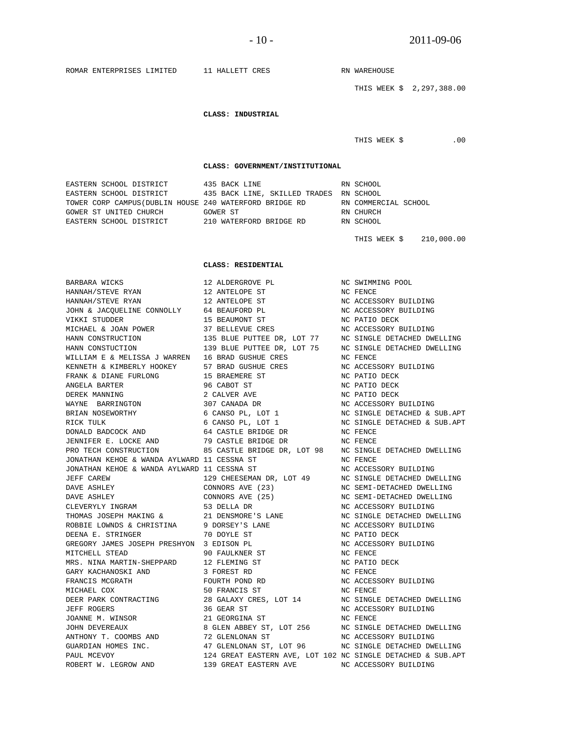| | | |
|---|---|---|
| ROMAR ENTERPRISES LIMITED | 11 HALLETT CRES | RN WAREHOUSE |

THIS WEEK $ 2,297,388.00

**CLASS: INDUSTRIAL**

THIS WEEK $ .00

**CLASS: GOVERNMENT/INSTITUTIONAL**

| | | |
|---|---|---|
| EASTERN SCHOOL DISTRICT | 435 BACK LINE | RN SCHOOL |
| EASTERN SCHOOL DISTRICT | 435 BACK LINE, SKILLED TRADES | RN SCHOOL |
| TOWER CORP CAMPUS(DUBLIN HOUSE | 240 WATERFORD BRIDGE RD | RN COMMERCIAL SCHOOL |
| GOWER ST UNITED CHURCH | GOWER ST | RN CHURCH |
| EASTERN SCHOOL DISTRICT | 210 WATERFORD BRIDGE RD | RN SCHOOL |

THIS WEEK $ 210,000.00

**CLASS: RESIDENTIAL**

| | | |
|---|---|---|
| BARBARA WICKS | 12 ALDERGROVE PL | NC SWIMMING POOL |
| HANNAH/STEVE RYAN | 12 ANTELOPE ST | NC FENCE |
| HANNAH/STEVE RYAN | 12 ANTELOPE ST | NC ACCESSORY BUILDING |
| JOHN & JACQUELINE CONNOLLY | 64 BEAUFORD PL | NC ACCESSORY BUILDING |
| VIKKI STUDDER | 15 BEAUMONT ST | NC PATIO DECK |
| MICHAEL & JOAN POWER | 37 BELLEVUE CRES | NC ACCESSORY BUILDING |
| HANN CONSTRUCTION | 135 BLUE PUTTEE DR, LOT 77 | NC SINGLE DETACHED DWELLING |
| HANN CONSTUCTION | 139 BLUE PUTTEE DR, LOT 75 | NC SINGLE DETACHED DWELLING |
| WILLIAM E & MELISSA J WARREN | 16 BRAD GUSHUE CRES | NC FENCE |
| KENNETH & KIMBERLY HOOKEY | 57 BRAD GUSHUE CRES | NC ACCESSORY BUILDING |
| FRANK & DIANE FURLONG | 15 BRAEMERE ST | NC PATIO DECK |
| ANGELA BARTER | 96 CABOT ST | NC PATIO DECK |
| DEREK MANNING | 2 CALVER AVE | NC PATIO DECK |
| WAYNE BARRINGTON | 307 CANADA DR | NC ACCESSORY BUILDING |
| BRIAN NOSEWORTHY | 6 CANSO PL, LOT 1 | NC SINGLE DETACHED & SUB.APT |
| RICK TULK | 6 CANSO PL, LOT 1 | NC SINGLE DETACHED & SUB.APT |
| DONALD BADCOCK AND | 64 CASTLE BRIDGE DR | NC FENCE |
| JENNIFER E. LOCKE AND | 79 CASTLE BRIDGE DR | NC FENCE |
| PRO TECH CONSTRUCTION | 85 CASTLE BRIDGE DR, LOT 98 | NC SINGLE DETACHED DWELLING |
| JONATHAN KEHOE & WANDA AYLWARD | 11 CESSNA ST | NC FENCE |
| JONATHAN KEHOE & WANDA AYLWARD | 11 CESSNA ST | NC ACCESSORY BUILDING |
| JEFF CAREW | 129 CHEESEMAN DR, LOT 49 | NC SINGLE DETACHED DWELLING |
| DAVE ASHLEY | CONNORS AVE (23) | NC SEMI-DETACHED DWELLING |
| DAVE ASHLEY | CONNORS AVE (25) | NC SEMI-DETACHED DWELLING |
| CLEVERYLY INGRAM | 53 DELLA DR | NC ACCESSORY BUILDING |
| THOMAS JOSEPH MAKING & | 21 DENSMORE'S LANE | NC SINGLE DETACHED DWELLING |
| ROBBIE LOWNDS & CHRISTINA | 9 DORSEY'S LANE | NC ACCESSORY BUILDING |
| DEENA E. STRINGER | 70 DOYLE ST | NC PATIO DECK |
| GREGORY JAMES JOSEPH PRESHYON | 3 EDISON PL | NC ACCESSORY BUILDING |
| MITCHELL STEAD | 90 FAULKNER ST | NC FENCE |
| MRS. NINA MARTIN-SHEPPARD | 12 FLEMING ST | NC PATIO DECK |
| GARY KACHANOSKI AND | 3 FOREST RD | NC FENCE |
| FRANCIS MCGRATH | FOURTH POND RD | NC ACCESSORY BUILDING |
| MICHAEL COX | 50 FRANCIS ST | NC FENCE |
| DEER PARK CONTRACTING | 28 GALAXY CRES, LOT 14 | NC SINGLE DETACHED DWELLING |
| JEFF ROGERS | 36 GEAR ST | NC ACCESSORY BUILDING |
| JOANNE M. WINSOR | 21 GEORGINA ST | NC FENCE |
| JOHN DEVEREAUX | 8 GLEN ABBEY ST, LOT 256 | NC SINGLE DETACHED DWELLING |
| ANTHONY T. COOMBS AND | 72 GLENLONAN ST | NC ACCESSORY BUILDING |
| GUARDIAN HOMES INC. | 47 GLENLONAN ST, LOT 96 | NC SINGLE DETACHED DWELLING |
| PAUL MCEVOY | 124 GREAT EASTERN AVE, LOT 102 | NC SINGLE DETACHED & SUB.APT |
| ROBERT W. LEGROW AND | 139 GREAT EASTERN AVE | NC ACCESSORY BUILDING |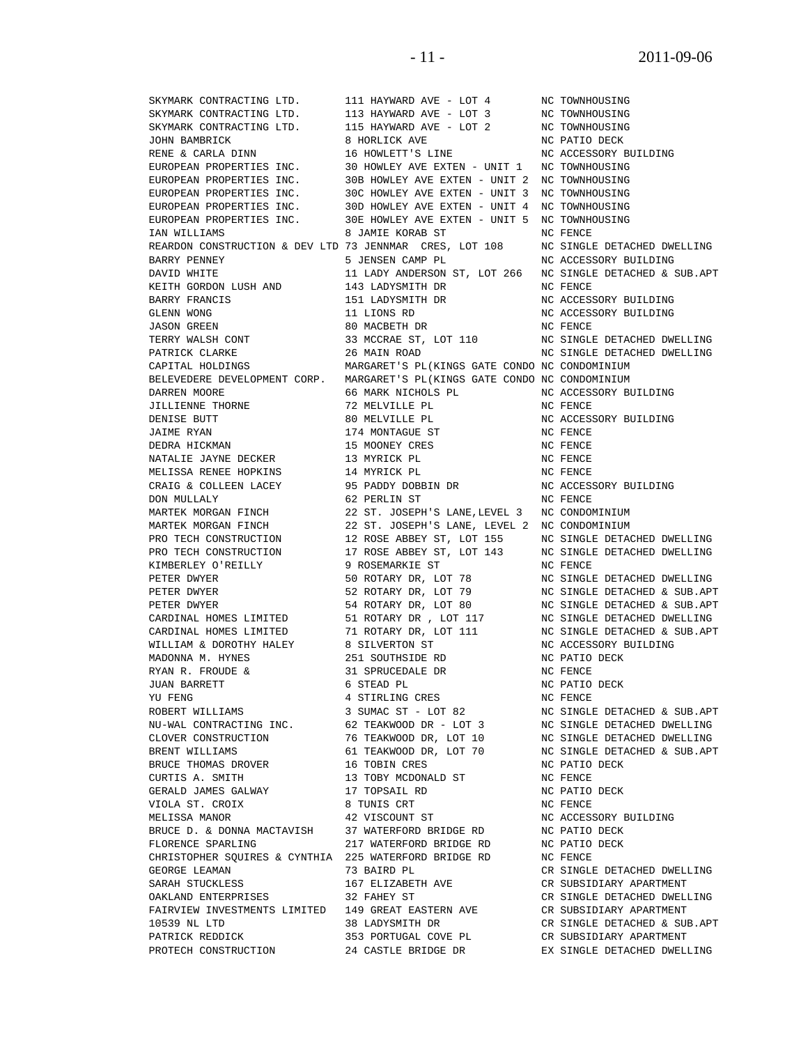| | | |
|---|---|---|
| SKYMARK CONTRACTING LTD. | 111 HAYWARD AVE - LOT 4 | NC TOWNHOUSING |
| SKYMARK CONTRACTING LTD. | 113 HAYWARD AVE - LOT 3 | NC TOWNHOUSING |
| SKYMARK CONTRACTING LTD. | 115 HAYWARD AVE - LOT 2 | NC TOWNHOUSING |
| JOHN BAMBRICK | 8 HORLICK AVE | NC PATIO DECK |
| RENE & CARLA DINN | 16 HOWLETT'S LINE | NC ACCESSORY BUILDING |
| EUROPEAN PROPERTIES INC. | 30 HOWLEY AVE EXTEN - UNIT 1 | NC TOWNHOUSING |
| EUROPEAN PROPERTIES INC. | 30B HOWLEY AVE EXTEN - UNIT 2 | NC TOWNHOUSING |
| EUROPEAN PROPERTIES INC. | 30C HOWLEY AVE EXTEN - UNIT 3 | NC TOWNHOUSING |
| EUROPEAN PROPERTIES INC. | 30D HOWLEY AVE EXTEN - UNIT 4 | NC TOWNHOUSING |
| EUROPEAN PROPERTIES INC. | 30E HOWLEY AVE EXTEN - UNIT 5 | NC TOWNHOUSING |
| IAN WILLIAMS | 8 JAMIE KORAB ST | NC FENCE |
| REARDON CONSTRUCTION & DEV LTD | 73 JENNMAR CRES, LOT 108 | NC SINGLE DETACHED DWELLING |
| BARRY PENNEY | 5 JENSEN CAMP PL | NC ACCESSORY BUILDING |
| DAVID WHITE | 11 LADY ANDERSON ST, LOT 266 | NC SINGLE DETACHED & SUB.APT |
| KEITH GORDON LUSH AND | 143 LADYSMITH DR | NC FENCE |
| BARRY FRANCIS | 151 LADYSMITH DR | NC ACCESSORY BUILDING |
| GLENN WONG | 11 LIONS RD | NC ACCESSORY BUILDING |
| JASON GREEN | 80 MACBETH DR | NC FENCE |
| TERRY WALSH CONT | 33 MCCRAE ST, LOT 110 | NC SINGLE DETACHED DWELLING |
| PATRICK CLARKE | 26 MAIN ROAD | NC SINGLE DETACHED DWELLING |
| CAPITAL HOLDINGS | MARGARET'S PL(KINGS GATE CONDO | NC CONDOMINIUM |
| BELEVEDERE DEVELOPMENT CORP. | MARGARET'S PL(KINGS GATE CONDO | NC CONDOMINIUM |
| DARREN MOORE | 66 MARK NICHOLS PL | NC ACCESSORY BUILDING |
| JILLIENNE THORNE | 72 MELVILLE PL | NC FENCE |
| DENISE BUTT | 80 MELVILLE PL | NC ACCESSORY BUILDING |
| JAIME RYAN | 174 MONTAGUE ST | NC FENCE |
| DEDRA HICKMAN | 15 MOONEY CRES | NC FENCE |
| NATALIE JAYNE DECKER | 13 MYRICK PL | NC FENCE |
| MELISSA RENEE HOPKINS | 14 MYRICK PL | NC FENCE |
| CRAIG & COLLEEN LACEY | 95 PADDY DOBBIN DR | NC ACCESSORY BUILDING |
| DON MULLALY | 62 PERLIN ST | NC FENCE |
| MARTEK MORGAN FINCH | 22 ST. JOSEPH'S LANE,LEVEL 3 | NC CONDOMINIUM |
| MARTEK MORGAN FINCH | 22 ST. JOSEPH'S LANE, LEVEL 2 | NC CONDOMINIUM |
| PRO TECH CONSTRUCTION | 12 ROSE ABBEY ST, LOT 155 | NC SINGLE DETACHED DWELLING |
| PRO TECH CONSTRUCTION | 17 ROSE ABBEY ST, LOT 143 | NC SINGLE DETACHED DWELLING |
| KIMBERLEY O'REILLY | 9 ROSEMARKIE ST | NC FENCE |
| PETER DWYER | 50 ROTARY DR, LOT 78 | NC SINGLE DETACHED DWELLING |
| PETER DWYER | 52 ROTARY DR, LOT 79 | NC SINGLE DETACHED & SUB.APT |
| PETER DWYER | 54 ROTARY DR, LOT 80 | NC SINGLE DETACHED & SUB.APT |
| CARDINAL HOMES LIMITED | 51 ROTARY DR , LOT 117 | NC SINGLE DETACHED DWELLING |
| CARDINAL HOMES LIMITED | 71 ROTARY DR, LOT 111 | NC SINGLE DETACHED & SUB.APT |
| WILLIAM & DOROTHY HALEY | 8 SILVERTON ST | NC ACCESSORY BUILDING |
| MADONNA M. HYNES | 251 SOUTHSIDE RD | NC PATIO DECK |
| RYAN R. FROUDE & | 31 SPRUCEDALE DR | NC FENCE |
| JUAN BARRETT | 6 STEAD PL | NC PATIO DECK |
| YU FENG | 4 STIRLING CRES | NC FENCE |
| ROBERT WILLIAMS | 3 SUMAC ST - LOT 82 | NC SINGLE DETACHED & SUB.APT |
| NU-WAL CONTRACTING INC. | 62 TEAKWOOD DR - LOT 3 | NC SINGLE DETACHED DWELLING |
| CLOVER CONSTRUCTION | 76 TEAKWOOD DR, LOT 10 | NC SINGLE DETACHED DWELLING |
| BRENT WILLIAMS | 61 TEAKWOOD DR, LOT 70 | NC SINGLE DETACHED & SUB.APT |
| BRUCE THOMAS DROVER | 16 TOBIN CRES | NC PATIO DECK |
| CURTIS A. SMITH | 13 TOBY MCDONALD ST | NC FENCE |
| GERALD JAMES GALWAY | 17 TOPSAIL RD | NC PATIO DECK |
| VIOLA ST. CROIX | 8 TUNIS CRT | NC FENCE |
| MELISSA MANOR | 42 VISCOUNT ST | NC ACCESSORY BUILDING |
| BRUCE D. & DONNA MACTAVISH | 37 WATERFORD BRIDGE RD | NC PATIO DECK |
| FLORENCE SPARLING | 217 WATERFORD BRIDGE RD | NC PATIO DECK |
| CHRISTOPHER SQUIRES & CYNTHIA | 225 WATERFORD BRIDGE RD | NC FENCE |
| GEORGE LEAMAN | 73 BAIRD PL | CR SINGLE DETACHED DWELLING |
| SARAH STUCKLESS | 167 ELIZABETH AVE | CR SUBSIDIARY APARTMENT |
| OAKLAND ENTERPRISES | 32 FAHEY ST | CR SINGLE DETACHED DWELLING |
| FAIRVIEW INVESTMENTS LIMITED | 149 GREAT EASTERN AVE | CR SUBSIDIARY APARTMENT |
| 10539 NL LTD | 38 LADYSMITH DR | CR SINGLE DETACHED & SUB.APT |
| PATRICK REDDICK | 353 PORTUGAL COVE PL | CR SUBSIDIARY APARTMENT |
| PROTECH CONSTRUCTION | 24 CASTLE BRIDGE DR | EX SINGLE DETACHED DWELLING |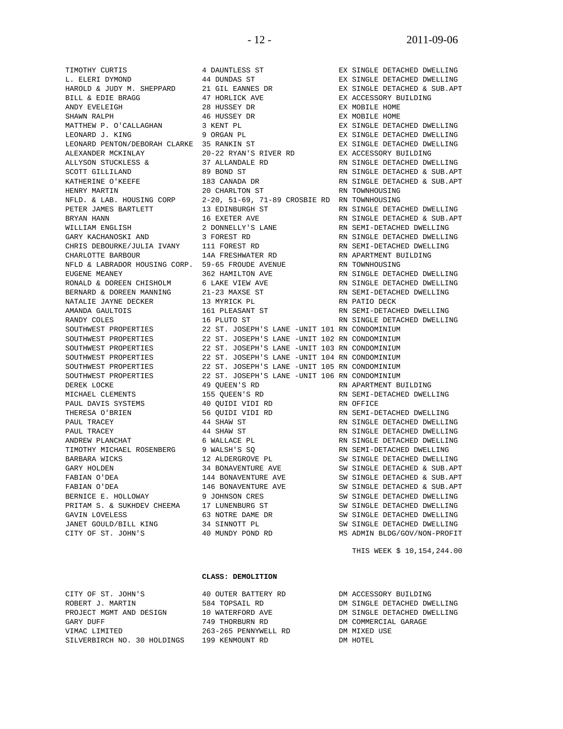| | | |
|---|---|---|
| TIMOTHY CURTIS | 4 DAUNTLESS ST | EX SINGLE DETACHED DWELLING |
| L. ELERI DYMOND | 44 DUNDAS ST | EX SINGLE DETACHED DWELLING |
| HAROLD & JUDY M. SHEPPARD | 21 GIL EANNES DR | EX SINGLE DETACHED & SUB.APT |
| BILL & EDIE BRAGG | 47 HORLICK AVE | EX ACCESSORY BUILDING |
| ANDY EVELEIGH | 28 HUSSEY DR | EX MOBILE HOME |
| SHAWN RALPH | 46 HUSSEY DR | EX MOBILE HOME |
| MATTHEW P. O'CALLAGHAN | 3 KENT PL | EX SINGLE DETACHED DWELLING |
| LEONARD J. KING | 9 ORGAN PL | EX SINGLE DETACHED DWELLING |
| LEONARD PENTON/DEBORAH CLARKE | 35 RANKIN ST | EX SINGLE DETACHED DWELLING |
| ALEXANDER MCKINLAY | 20-22 RYAN'S RIVER RD | EX ACCESSORY BUILDING |
| ALLYSON STUCKLESS & | 37 ALLANDALE RD | RN SINGLE DETACHED DWELLING |
| SCOTT GILLILAND | 89 BOND ST | RN SINGLE DETACHED & SUB.APT |
| KATHERINE O'KEEFE | 183 CANADA DR | RN SINGLE DETACHED & SUB.APT |
| HENRY MARTIN | 20 CHARLTON ST | RN TOWNHOUSING |
| NFLD. & LAB. HOUSING CORP | 2-20, 51-69, 71-89 CROSBIE RD | RN TOWNHOUSING |
| PETER JAMES BARTLETT | 13 EDINBURGH ST | RN SINGLE DETACHED DWELLING |
| BRYAN HANN | 16 EXETER AVE | RN SINGLE DETACHED & SUB.APT |
| WILLIAM ENGLISH | 2 DONNELLY'S LANE | RN SEMI-DETACHED DWELLING |
| GARY KACHANOSKI AND | 3 FOREST RD | RN SINGLE DETACHED DWELLING |
| CHRIS DEBOURKE/JULIA IVANY | 111 FOREST RD | RN SEMI-DETACHED DWELLING |
| CHARLOTTE BARBOUR | 14A FRESHWATER RD | RN APARTMENT BUILDING |
| NFLD & LABRADOR HOUSING CORP. | 59-65 FROUDE AVENUE | RN TOWNHOUSING |
| EUGENE MEANEY | 362 HAMILTON AVE | RN SINGLE DETACHED DWELLING |
| RONALD & DOREEN CHISHOLM | 6 LAKE VIEW AVE | RN SINGLE DETACHED DWELLING |
| BERNARD & DOREEN MANNING | 21-23 MAXSE ST | RN SEMI-DETACHED DWELLING |
| NATALIE JAYNE DECKER | 13 MYRICK PL | RN PATIO DECK |
| AMANDA GAULTOIS | 161 PLEASANT ST | RN SEMI-DETACHED DWELLING |
| RANDY COLES | 16 PLUTO ST | RN SINGLE DETACHED DWELLING |
| SOUTHWEST PROPERTIES | 22 ST. JOSEPH'S LANE -UNIT 101 | RN CONDOMINIUM |
| SOUTHWEST PROPERTIES | 22 ST. JOSEPH'S LANE -UNIT 102 | RN CONDOMINIUM |
| SOUTHWEST PROPERTIES | 22 ST. JOSEPH'S LANE -UNIT 103 | RN CONDOMINIUM |
| SOUTHWEST PROPERTIES | 22 ST. JOSEPH'S LANE -UNIT 104 | RN CONDOMINIUM |
| SOUTHWEST PROPERTIES | 22 ST. JOSEPH'S LANE -UNIT 105 | RN CONDOMINIUM |
| SOUTHWEST PROPERTIES | 22 ST. JOSEPH'S LANE -UNIT 106 | RN CONDOMINIUM |
| DEREK LOCKE | 49 QUEEN'S RD | RN APARTMENT BUILDING |
| MICHAEL CLEMENTS | 155 QUEEN'S RD | RN SEMI-DETACHED DWELLING |
| PAUL DAVIS SYSTEMS | 40 QUIDI VIDI RD | RN OFFICE |
| THERESA O'BRIEN | 56 QUIDI VIDI RD | RN SEMI-DETACHED DWELLING |
| PAUL TRACEY | 44 SHAW ST | RN SINGLE DETACHED DWELLING |
| PAUL TRACEY | 44 SHAW ST | RN SINGLE DETACHED DWELLING |
| ANDREW PLANCHAT | 6 WALLACE PL | RN SINGLE DETACHED DWELLING |
| TIMOTHY MICHAEL ROSENBERG | 9 WALSH'S SQ | RN SEMI-DETACHED DWELLING |
| BARBARA WICKS | 12 ALDERGROVE PL | SW SINGLE DETACHED DWELLING |
| GARY HOLDEN | 34 BONAVENTURE AVE | SW SINGLE DETACHED & SUB.APT |
| FABIAN O'DEA | 144 BONAVENTURE AVE | SW SINGLE DETACHED & SUB.APT |
| FABIAN O'DEA | 146 BONAVENTURE AVE | SW SINGLE DETACHED & SUB.APT |
| BERNICE E. HOLLOWAY | 9 JOHNSON CRES | SW SINGLE DETACHED DWELLING |
| PRITAM S. & SUKHDEV CHEEMA | 17 LUNENBURG ST | SW SINGLE DETACHED DWELLING |
| GAVIN LOVELESS | 63 NOTRE DAME DR | SW SINGLE DETACHED DWELLING |
| JANET GOULD/BILL KING | 34 SINNOTT PL | SW SINGLE DETACHED DWELLING |
| CITY OF ST. JOHN'S | 40 MUNDY POND RD | MS ADMIN BLDG/GOV/NON-PROFIT |

THIS WEEK $ 10,154,244.00

**CLASS: DEMOLITION**

| | | |
|---|---|---|
| CITY OF ST. JOHN'S | 40 OUTER BATTERY RD | DM ACCESSORY BUILDING |
| ROBERT J. MARTIN | 584 TOPSAIL RD | DM SINGLE DETACHED DWELLING |
| PROJECT MGMT AND DESIGN | 10 WATERFORD AVE | DM SINGLE DETACHED DWELLING |
| GARY DUFF | 749 THORBURN RD | DM COMMERCIAL GARAGE |
| VIMAC LIMITED | 263-265 PENNYWELL RD | DM MIXED USE |
| SILVERBIRCH NO. 30 HOLDINGS | 199 KENMOUNT RD | DM HOTEL |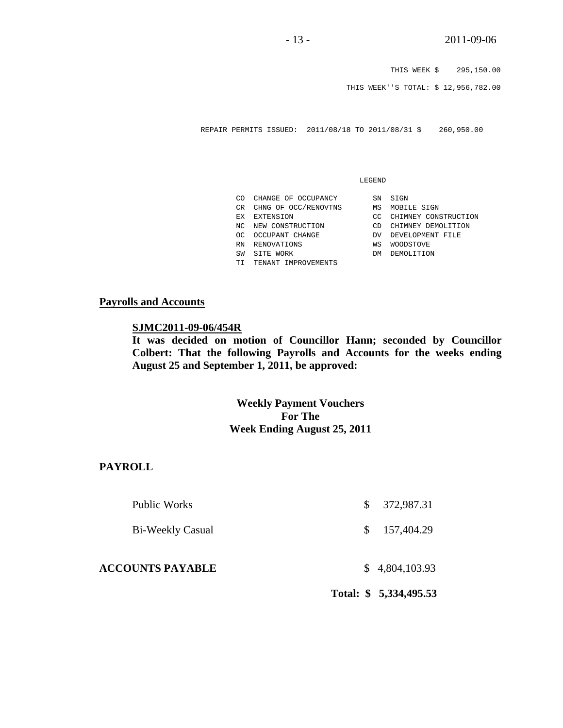THIS WEEK $ 295,150.00

THIS WEEK''S TOTAL: $ 12,956,782.00

REPAIR PERMITS ISSUED: 2011/08/18 TO 2011/08/31 $ 260,950.00

LEGEND

| | | | |
|---|---|---|---|
| CO | CHANGE OF OCCUPANCY | SN | SIGN |
| CR | CHNG OF OCC/RENOVTNS | MS | MOBILE SIGN |
| EX | EXTENSION | CC | CHIMNEY CONSTRUCTION |
| NC | NEW CONSTRUCTION | CD | CHIMNEY DEMOLITION |
| OC | OCCUPANT CHANGE | DV | DEVELOPMENT FILE |
| RN | RENOVATIONS | WS | WOODSTOVE |
| SW | SITE WORK | DM | DEMOLITION |
| TI | TENANT IMPROVEMENTS | | |

## Payrolls and Accounts

**SJMC2011-09-06/454R**

**It was decided on motion of Councillor Hann; seconded by Councillor Colbert: That the following Payrolls and Accounts for the weeks ending August 25 and September 1, 2011, be approved:**

**Weekly Payment Vouchers**
**For The**
**Week Ending August 25, 2011**

**PAYROLL**

| | |
|---|---|
| Public Works | $ 372,987.31 |
| Bi-Weekly Casual | $ 157,404.29 |
| **ACCOUNTS PAYABLE** | $ 4,804,103.93 |
| **Total:** | **$ 5,334,495.53** |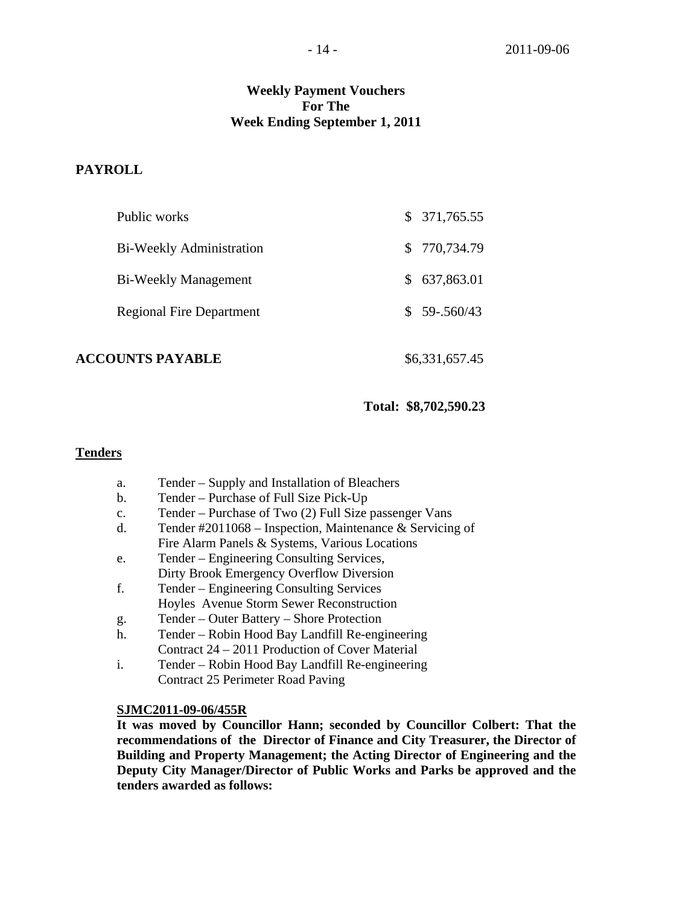## Weekly Payment Vouchers For The Week Ending September 1, 2011

**PAYROLL**

| | |
|---|---|
| Public works | $ 371,765.55 |
| Bi-Weekly Administration | $ 770,734.79 |
| Bi-Weekly Management | $ 637,863.01 |
| Regional Fire Department | $ 59-.560/43 |

**ACCOUNTS PAYABLE** $6,331,657.45

**Total: $8,702,590.23**

**Tenders**

a. Tender – Supply and Installation of Bleachers
b. Tender – Purchase of Full Size Pick-Up
c. Tender – Purchase of Two (2) Full Size passenger Vans
d. Tender #2011068 – Inspection, Maintenance & Servicing of Fire Alarm Panels & Systems, Various Locations
e. Tender – Engineering Consulting Services, Dirty Brook Emergency Overflow Diversion
f. Tender – Engineering Consulting Services Hoyles Avenue Storm Sewer Reconstruction
g. Tender – Outer Battery – Shore Protection
h. Tender – Robin Hood Bay Landfill Re-engineering Contract 24 – 2011 Production of Cover Material
i. Tender – Robin Hood Bay Landfill Re-engineering Contract 25 Perimeter Road Paving

**SJMC2011-09-06/455R**

**It was moved by Councillor Hann; seconded by Councillor Colbert: That the recommendations of the Director of Finance and City Treasurer, the Director of Building and Property Management; the Acting Director of Engineering and the Deputy City Manager/Director of Public Works and Parks be approved and the tenders awarded as follows:**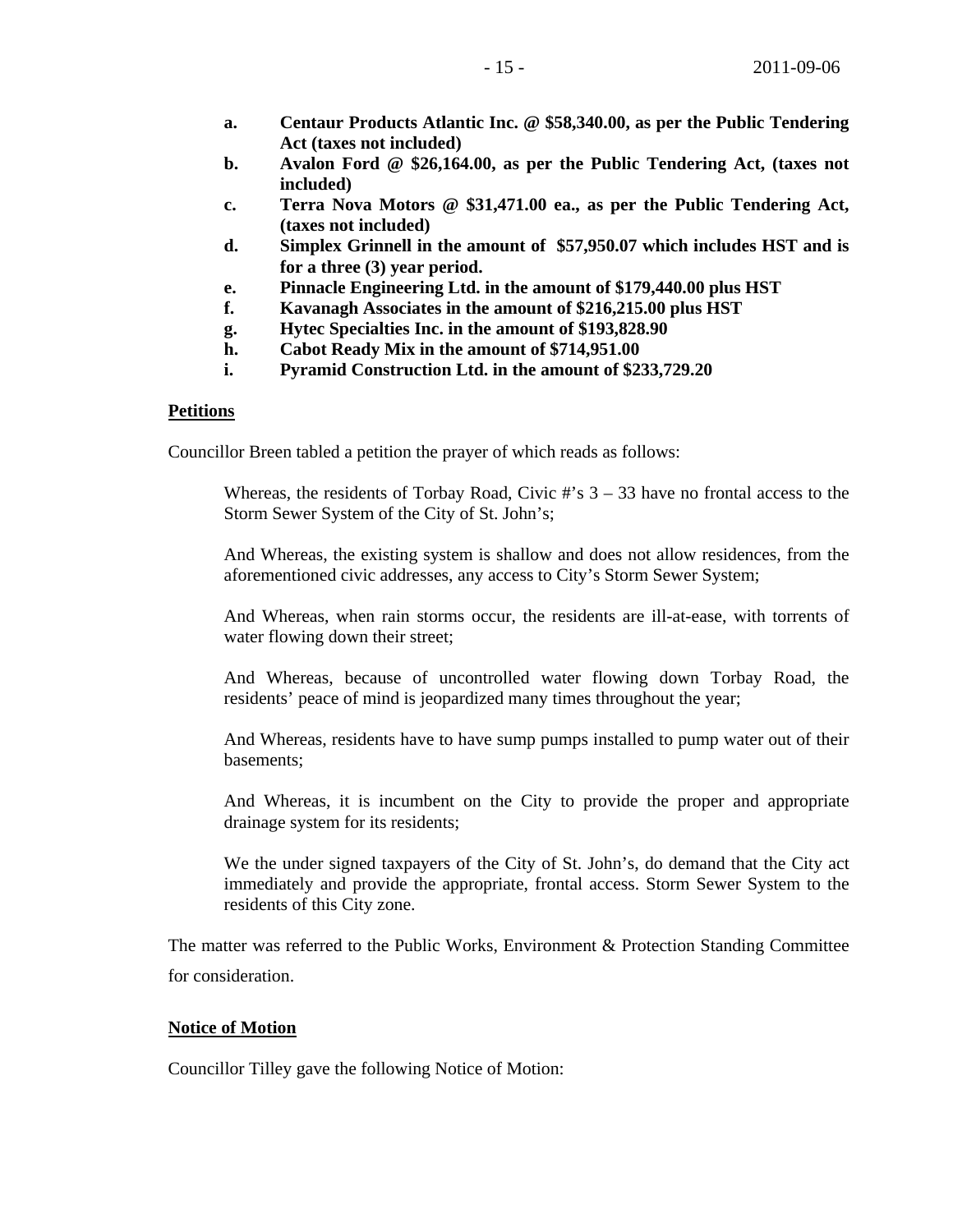a. **Centaur Products Atlantic Inc. @ $58,340.00, as per the Public Tendering Act (taxes not included)**
b. **Avalon Ford @ $26,164.00, as per the Public Tendering Act, (taxes not included)**
c. **Terra Nova Motors @ $31,471.00 ea., as per the Public Tendering Act, (taxes not included)**
d. **Simplex Grinnell in the amount of $57,950.07 which includes HST and is for a three (3) year period.**
e. **Pinnacle Engineering Ltd. in the amount of $179,440.00 plus HST**
f. **Kavanagh Associates in the amount of $216,215.00 plus HST**
g. **Hytec Specialties Inc. in the amount of $193,828.90**
h. **Cabot Ready Mix in the amount of $714,951.00**
i. **Pyramid Construction Ltd. in the amount of $233,729.20**

## Petitions

Councillor Breen tabled a petition the prayer of which reads as follows:

> Whereas, the residents of Torbay Road, Civic #'s 3 – 33 have no frontal access to the Storm Sewer System of the City of St. John's;
>
> And Whereas, the existing system is shallow and does not allow residences, from the aforementioned civic addresses, any access to City's Storm Sewer System;
>
> And Whereas, when rain storms occur, the residents are ill-at-ease, with torrents of water flowing down their street;
>
> And Whereas, because of uncontrolled water flowing down Torbay Road, the residents' peace of mind is jeopardized many times throughout the year;
>
> And Whereas, residents have to have sump pumps installed to pump water out of their basements;
>
> And Whereas, it is incumbent on the City to provide the proper and appropriate drainage system for its residents;
>
> We the under signed taxpayers of the City of St. John's, do demand that the City act immediately and provide the appropriate, frontal access. Storm Sewer System to the residents of this City zone.

The matter was referred to the Public Works, Environment & Protection Standing Committee for consideration.

## Notice of Motion

Councillor Tilley gave the following Notice of Motion: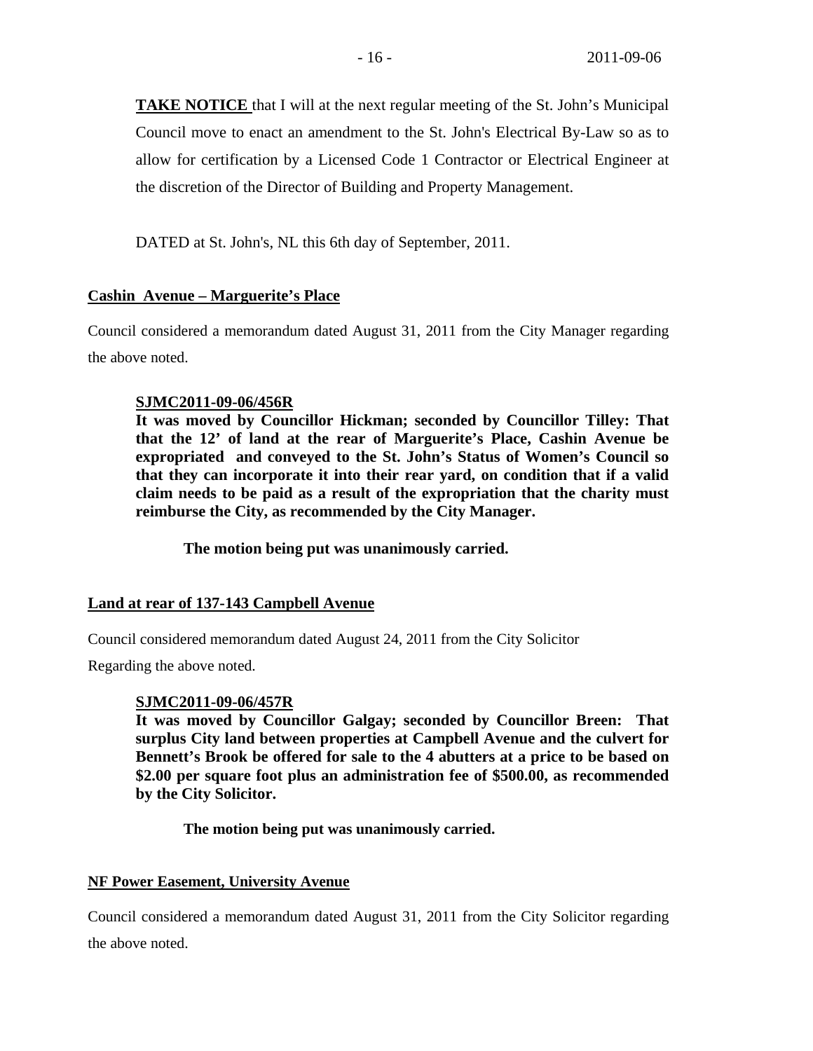**TAKE NOTICE** that I will at the next regular meeting of the St. John's Municipal Council move to enact an amendment to the St. John's Electrical By-Law so as to allow for certification by a Licensed Code 1 Contractor or Electrical Engineer at the discretion of the Director of Building and Property Management.

DATED at St. John's, NL this 6th day of September, 2011.

**Cashin Avenue – Marguerite's Place**

Council considered a memorandum dated August 31, 2011 from the City Manager regarding the above noted.

**SJMC2011-09-06/456R**
**It was moved by Councillor Hickman; seconded by Councillor Tilley: That that the 12' of land at the rear of Marguerite's Place, Cashin Avenue be expropriated and conveyed to the St. John's Status of Women's Council so that they can incorporate it into their rear yard, on condition that if a valid claim needs to be paid as a result of the expropriation that the charity must reimburse the City, as recommended by the City Manager.**

**The motion being put was unanimously carried.**

**Land at rear of 137-143 Campbell Avenue**

Council considered memorandum dated August 24, 2011 from the City Solicitor

Regarding the above noted.

**SJMC2011-09-06/457R**
**It was moved by Councillor Galgay; seconded by Councillor Breen: That surplus City land between properties at Campbell Avenue and the culvert for Bennett's Brook be offered for sale to the 4 abutters at a price to be based on $2.00 per square foot plus an administration fee of $500.00, as recommended by the City Solicitor.**

**The motion being put was unanimously carried.**

**NF Power Easement, University Avenue**

Council considered a memorandum dated August 31, 2011 from the City Solicitor regarding the above noted.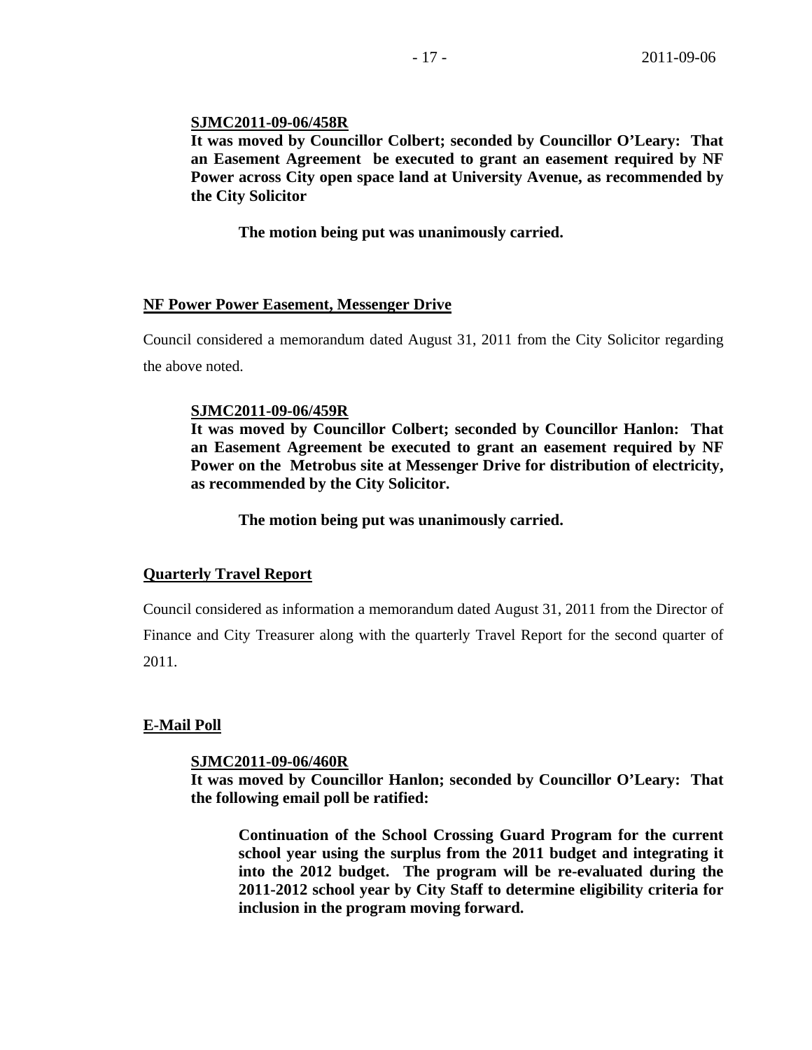**SJMC2011-09-06/458R**
**It was moved by Councillor Colbert; seconded by Councillor O'Leary: That an Easement Agreement be executed to grant an easement required by NF Power across City open space land at University Avenue, as recommended by the City Solicitor**

**The motion being put was unanimously carried.**

## NF Power Power Easement, Messenger Drive

Council considered a memorandum dated August 31, 2011 from the City Solicitor regarding the above noted.

**SJMC2011-09-06/459R**
**It was moved by Councillor Colbert; seconded by Councillor Hanlon: That an Easement Agreement be executed to grant an easement required by NF Power on the Metrobus site at Messenger Drive for distribution of electricity, as recommended by the City Solicitor.**

**The motion being put was unanimously carried.**

## Quarterly Travel Report

Council considered as information a memorandum dated August 31, 2011 from the Director of Finance and City Treasurer along with the quarterly Travel Report for the second quarter of 2011.

## E-Mail Poll

**SJMC2011-09-06/460R**
**It was moved by Councillor Hanlon; seconded by Councillor O'Leary: That the following email poll be ratified:**

> **Continuation of the School Crossing Guard Program for the current school year using the surplus from the 2011 budget and integrating it into the 2012 budget. The program will be re-evaluated during the 2011-2012 school year by City Staff to determine eligibility criteria for inclusion in the program moving forward.**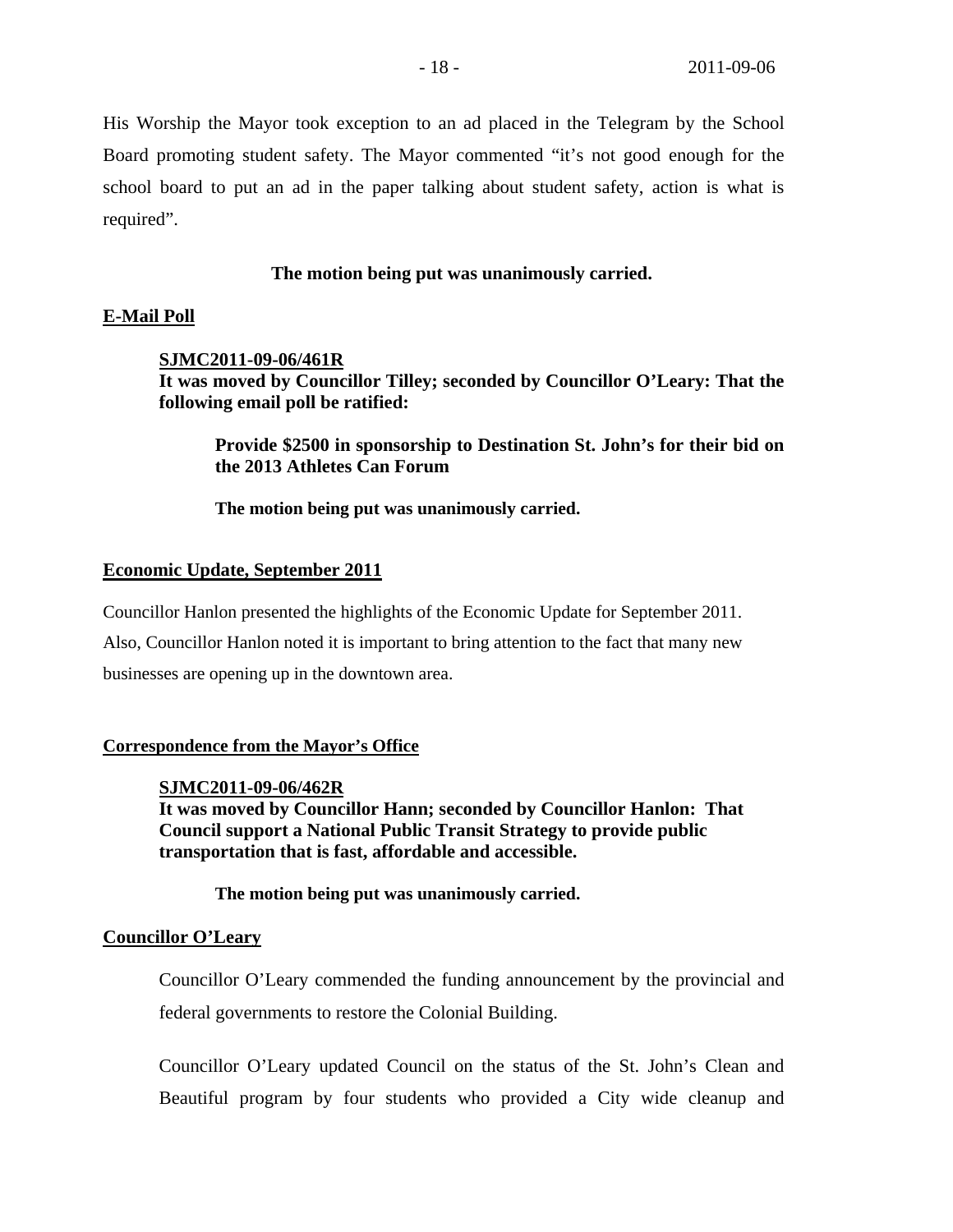His Worship the Mayor took exception to an ad placed in the Telegram by the School Board promoting student safety. The Mayor commented "it's not good enough for the school board to put an ad in the paper talking about student safety, action is what is required".

**The motion being put was unanimously carried.**

## E-Mail Poll

**SJMC2011-09-06/461R**
**It was moved by Councillor Tilley; seconded by Councillor O'Leary: That the following email poll be ratified:**

**Provide $2500 in sponsorship to Destination St. John's for their bid on the 2013 Athletes Can Forum**

**The motion being put was unanimously carried.**

## Economic Update, September 2011

Councillor Hanlon presented the highlights of the Economic Update for September 2011. Also, Councillor Hanlon noted it is important to bring attention to the fact that many new businesses are opening up in the downtown area.

## Correspondence from the Mayor's Office

**SJMC2011-09-06/462R**
**It was moved by Councillor Hann; seconded by Councillor Hanlon: That Council support a National Public Transit Strategy to provide public transportation that is fast, affordable and accessible.**

**The motion being put was unanimously carried.**

## Councillor O'Leary

Councillor O'Leary commended the funding announcement by the provincial and federal governments to restore the Colonial Building.

Councillor O'Leary updated Council on the status of the St. John's Clean and Beautiful program by four students who provided a City wide cleanup and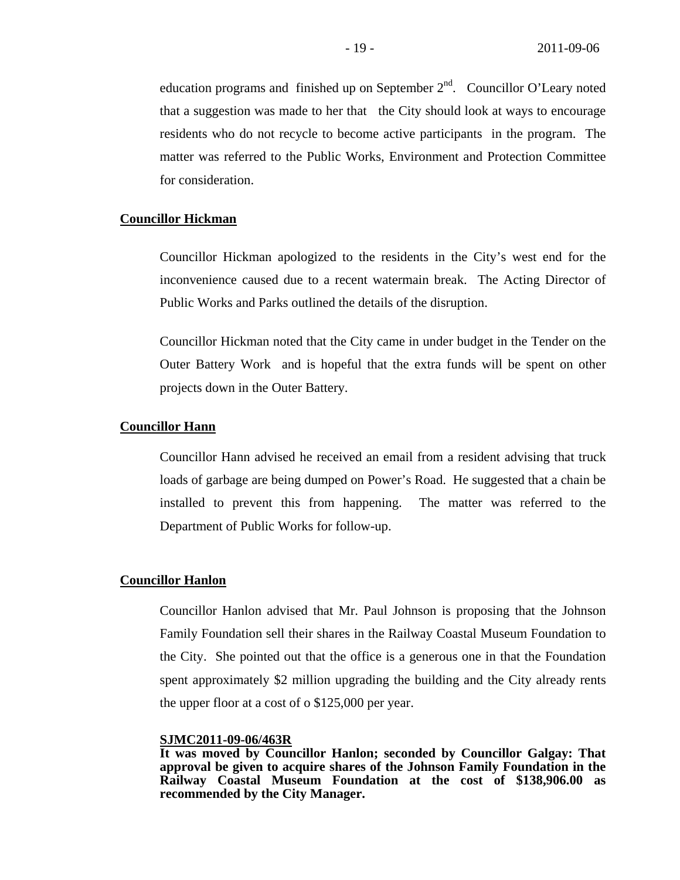education programs and finished up on September 2nd. Councillor O'Leary noted that a suggestion was made to her that the City should look at ways to encourage residents who do not recycle to become active participants in the program. The matter was referred to the Public Works, Environment and Protection Committee for consideration.

**Councillor Hickman**

Councillor Hickman apologized to the residents in the City's west end for the inconvenience caused due to a recent watermain break. The Acting Director of Public Works and Parks outlined the details of the disruption.

Councillor Hickman noted that the City came in under budget in the Tender on the Outer Battery Work and is hopeful that the extra funds will be spent on other projects down in the Outer Battery.

**Councillor Hann**

Councillor Hann advised he received an email from a resident advising that truck loads of garbage are being dumped on Power's Road. He suggested that a chain be installed to prevent this from happening. The matter was referred to the Department of Public Works for follow-up.

**Councillor Hanlon**

Councillor Hanlon advised that Mr. Paul Johnson is proposing that the Johnson Family Foundation sell their shares in the Railway Coastal Museum Foundation to the City. She pointed out that the office is a generous one in that the Foundation spent approximately $2 million upgrading the building and the City already rents the upper floor at a cost of o $125,000 per year.

**SJMC2011-09-06/463R**
**It was moved by Councillor Hanlon; seconded by Councillor Galgay: That approval be given to acquire shares of the Johnson Family Foundation in the Railway Coastal Museum Foundation at the cost of $138,906.00 as recommended by the City Manager.**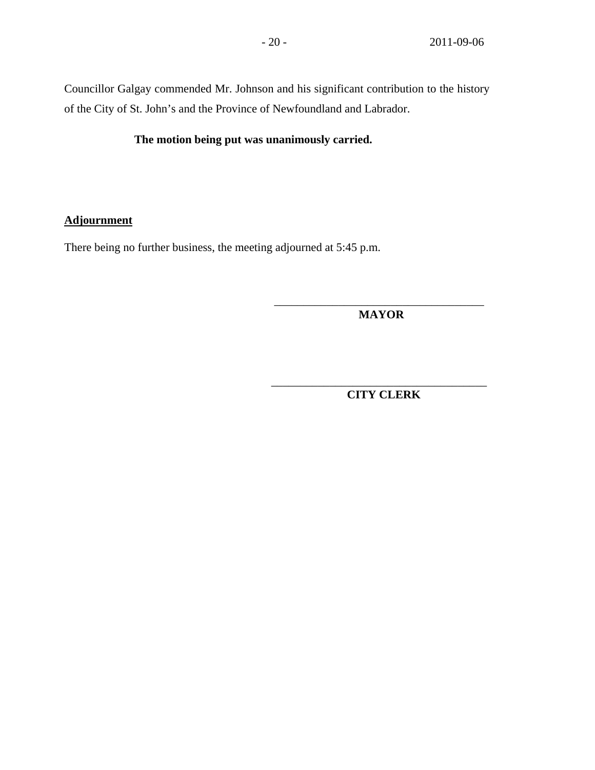Councillor Galgay commended Mr. Johnson and his significant contribution to the history of the City of St. John's and the Province of Newfoundland and Labrador.

**The motion being put was unanimously carried.**

**Adjournment**

There being no further business, the meeting adjourned at 5:45 p.m.

\_\_\_\_\_\_\_\_\_\_\_\_\_\_\_\_\_\_\_\_\_\_\_\_\_\_\_\_\_\_\_\_\_\_\_\_\_\_
**MAYOR**

\_\_\_\_\_\_\_\_\_\_\_\_\_\_\_\_\_\_\_\_\_\_\_\_\_\_\_\_\_\_\_\_\_\_\_\_\_\_
**CITY CLERK**